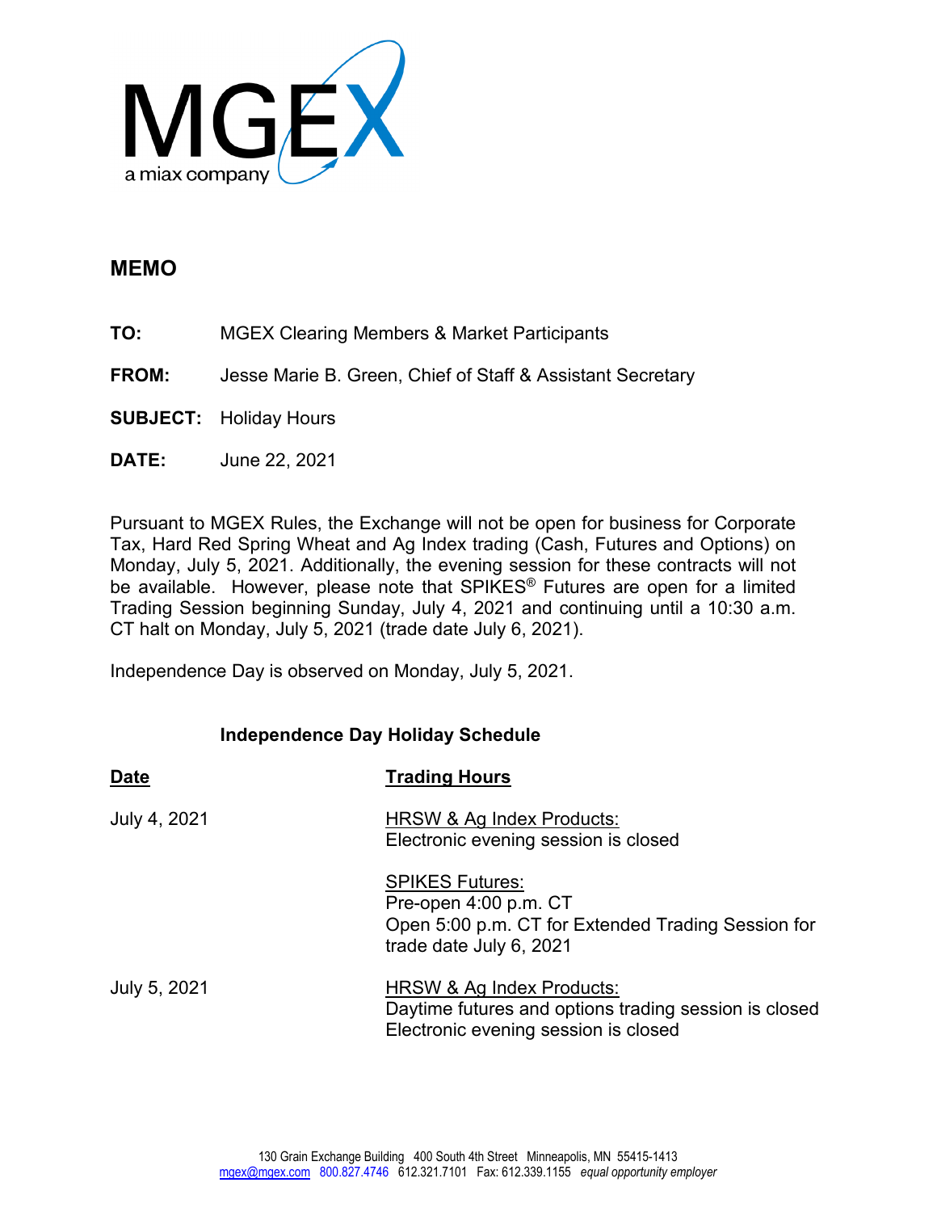MGEX
a miax company

# MEMO

**TO:** MGEX Clearing Members & Market Participants

**FROM:** Jesse Marie B. Green, Chief of Staff & Assistant Secretary

**SUBJECT:** Holiday Hours

**DATE:** June 22, 2021

Pursuant to MGEX Rules, the Exchange will not be open for business for Corporate Tax, Hard Red Spring Wheat and Ag Index trading (Cash, Futures and Options) on Monday, July 5, 2021. Additionally, the evening session for these contracts will not be available. However, please note that SPIKES® Futures are open for a limited Trading Session beginning Sunday, July 4, 2021 and continuing until a 10:30 a.m. CT halt on Monday, July 5, 2021 (trade date July 6, 2021).

Independence Day is observed on Monday, July 5, 2021.

## Independence Day Holiday Schedule

| Date | Trading Hours |
|---|---|
| July 4, 2021 | HRSW & Ag Index Products:<br>Electronic evening session is closed<br><br>SPIKES Futures:<br>Pre-open 4:00 p.m. CT<br>Open 5:00 p.m. CT for Extended Trading Session for trade date July 6, 2021 |
| July 5, 2021 | HRSW & Ag Index Products:<br>Daytime futures and options trading session is closed<br>Electronic evening session is closed |

130 Grain Exchange Building 400 South 4th Street Minneapolis, MN 55415-1413
mgex@mgex.com 800.827.4746 612.321.7101 Fax: 612.339.1155 *equal opportunity employer*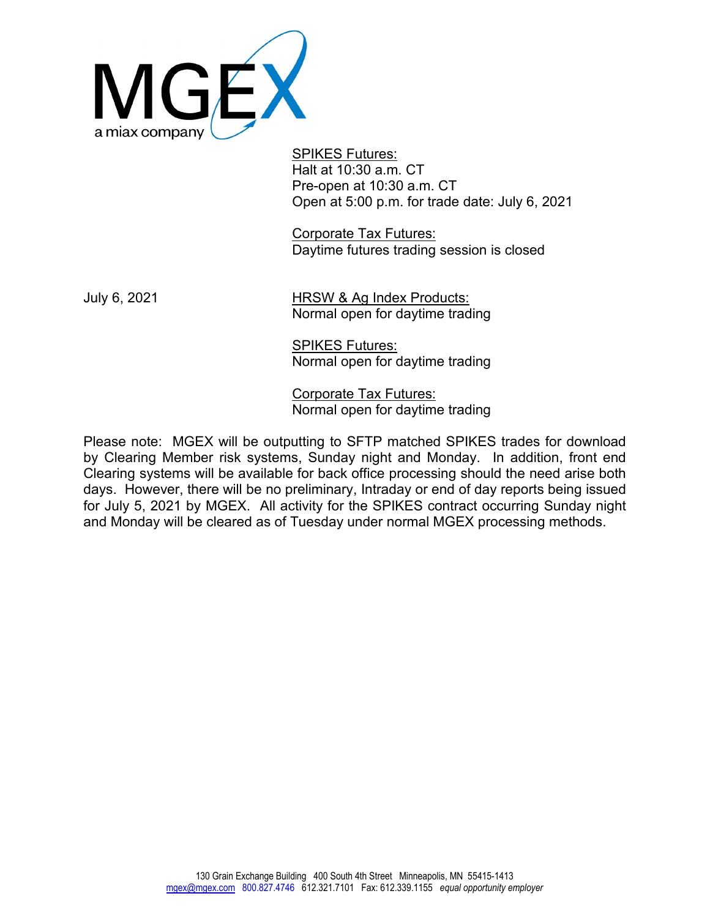MGEX
a miax company

| | |
|---|---|
| | <u>SPIKES Futures:</u><br>Halt at 10:30 a.m. CT<br>Pre-open at 10:30 a.m. CT<br>Open at 5:00 p.m. for trade date: July 6, 2021 |
| | <u>Corporate Tax Futures:</u><br>Daytime futures trading session is closed |
| July 6, 2021 | <u>HRSW & Ag Index Products:</u><br>Normal open for daytime trading |
| | <u>SPIKES Futures:</u><br>Normal open for daytime trading |
| | <u>Corporate Tax Futures:</u><br>Normal open for daytime trading |

Please note: MGEX will be outputting to SFTP matched SPIKES trades for download by Clearing Member risk systems, Sunday night and Monday. In addition, front end Clearing systems will be available for back office processing should the need arise both days. However, there will be no preliminary, Intraday or end of day reports being issued for July 5, 2021 by MGEX. All activity for the SPIKES contract occurring Sunday night and Monday will be cleared as of Tuesday under normal MGEX processing methods.

130 Grain Exchange Building 400 South 4th Street Minneapolis, MN 55415-1413
mgex@mgex.com 800.827.4746 612.321.7101 Fax: 612.339.1155 *equal opportunity employer*